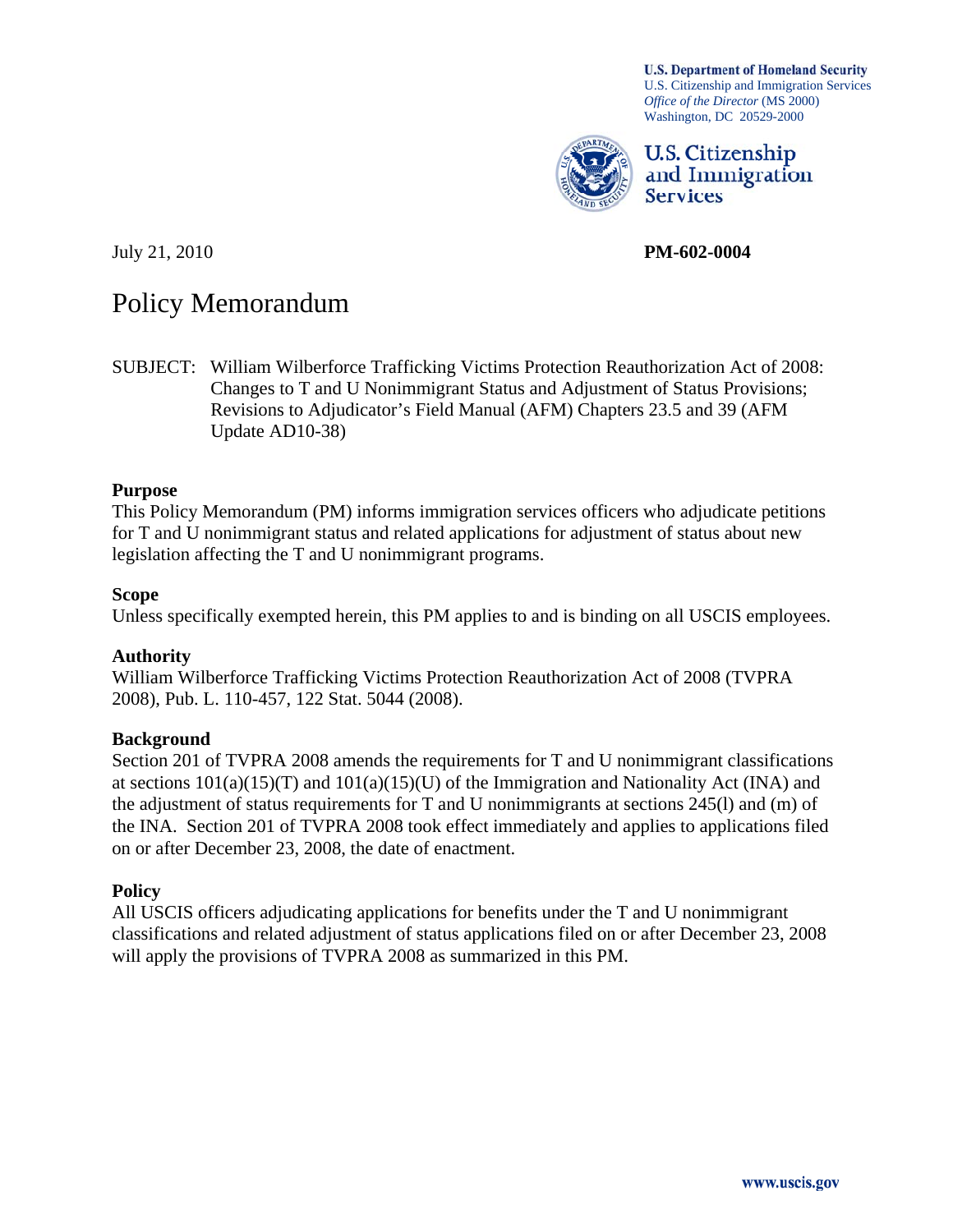**U.S. Department of Homeland Security**
U.S. Citizenship and Immigration Services
*Office of the Director* (MS 2000)
Washington, DC 20529-2000

**U.S. Citizenship and Immigration Services**

July 21, 2010 **PM-602-0004**

# Policy Memorandum

SUBJECT: William Wilberforce Trafficking Victims Protection Reauthorization Act of 2008: Changes to T and U Nonimmigrant Status and Adjustment of Status Provisions; Revisions to Adjudicator's Field Manual (AFM) Chapters 23.5 and 39 (AFM Update AD10-38)

## Purpose

This Policy Memorandum (PM) informs immigration services officers who adjudicate petitions for T and U nonimmigrant status and related applications for adjustment of status about new legislation affecting the T and U nonimmigrant programs.

## Scope

Unless specifically exempted herein, this PM applies to and is binding on all USCIS employees.

## Authority

William Wilberforce Trafficking Victims Protection Reauthorization Act of 2008 (TVPRA 2008), Pub. L. 110-457, 122 Stat. 5044 (2008).

## Background

Section 201 of TVPRA 2008 amends the requirements for T and U nonimmigrant classifications at sections 101(a)(15)(T) and 101(a)(15)(U) of the Immigration and Nationality Act (INA) and the adjustment of status requirements for T and U nonimmigrants at sections 245(l) and (m) of the INA. Section 201 of TVPRA 2008 took effect immediately and applies to applications filed on or after December 23, 2008, the date of enactment.

## Policy

All USCIS officers adjudicating applications for benefits under the T and U nonimmigrant classifications and related adjustment of status applications filed on or after December 23, 2008 will apply the provisions of TVPRA 2008 as summarized in this PM.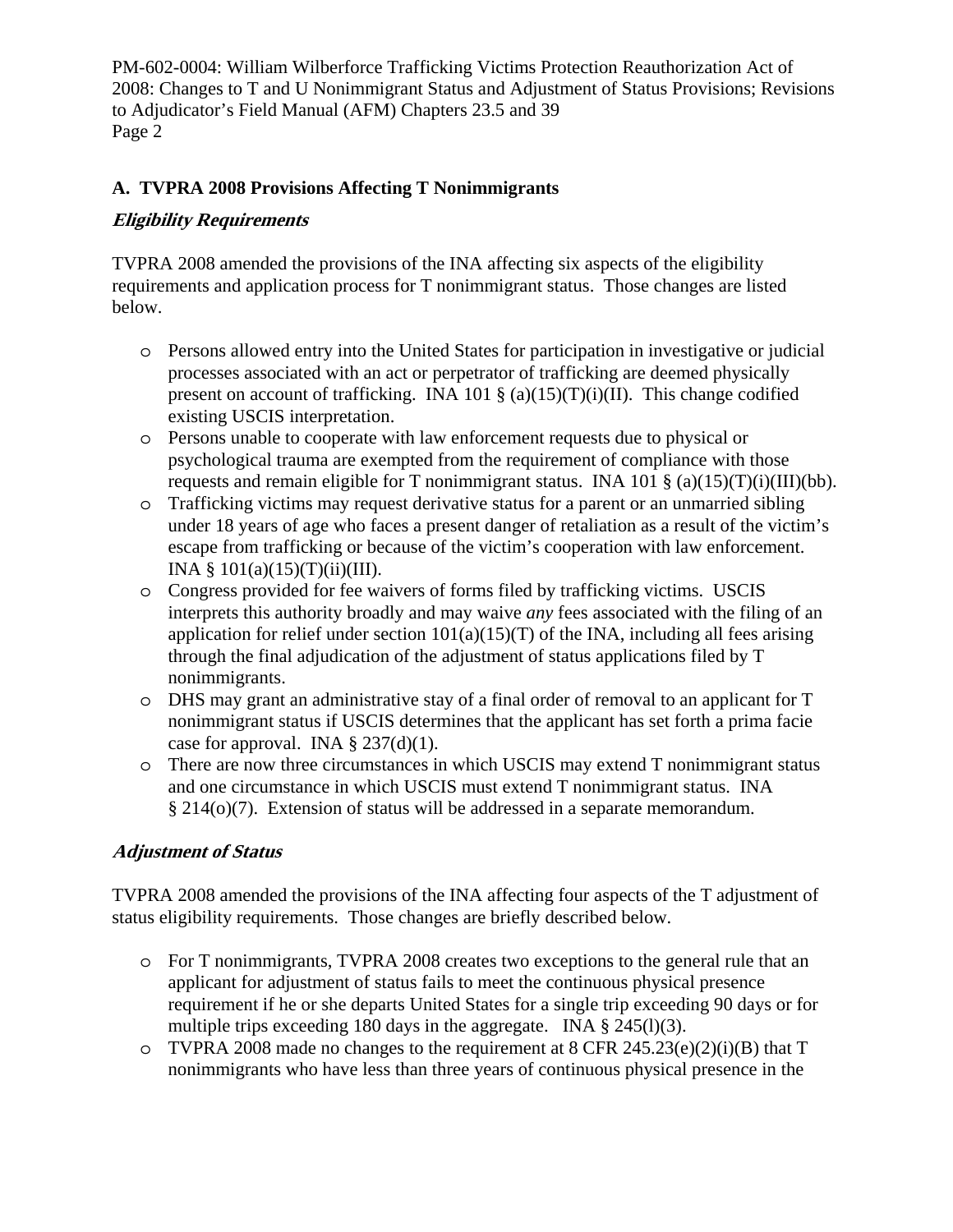## A. TVPRA 2008 Provisions Affecting T Nonimmigrants

### *Eligibility Requirements*

TVPRA 2008 amended the provisions of the INA affecting six aspects of the eligibility requirements and application process for T nonimmigrant status. Those changes are listed below.

- Persons allowed entry into the United States for participation in investigative or judicial processes associated with an act or perpetrator of trafficking are deemed physically present on account of trafficking. INA 101 § (a)(15)(T)(i)(II). This change codified existing USCIS interpretation.
- Persons unable to cooperate with law enforcement requests due to physical or psychological trauma are exempted from the requirement of compliance with those requests and remain eligible for T nonimmigrant status. INA 101 § (a)(15)(T)(i)(III)(bb).
- Trafficking victims may request derivative status for a parent or an unmarried sibling under 18 years of age who faces a present danger of retaliation as a result of the victim's escape from trafficking or because of the victim's cooperation with law enforcement. INA § 101(a)(15)(T)(ii)(III).
- Congress provided for fee waivers of forms filed by trafficking victims. USCIS interprets this authority broadly and may waive *any* fees associated with the filing of an application for relief under section 101(a)(15)(T) of the INA, including all fees arising through the final adjudication of the adjustment of status applications filed by T nonimmigrants.
- DHS may grant an administrative stay of a final order of removal to an applicant for T nonimmigrant status if USCIS determines that the applicant has set forth a prima facie case for approval. INA § 237(d)(1).
- There are now three circumstances in which USCIS may extend T nonimmigrant status and one circumstance in which USCIS must extend T nonimmigrant status. INA § 214(o)(7). Extension of status will be addressed in a separate memorandum.

### *Adjustment of Status*

TVPRA 2008 amended the provisions of the INA affecting four aspects of the T adjustment of status eligibility requirements. Those changes are briefly described below.

- For T nonimmigrants, TVPRA 2008 creates two exceptions to the general rule that an applicant for adjustment of status fails to meet the continuous physical presence requirement if he or she departs United States for a single trip exceeding 90 days or for multiple trips exceeding 180 days in the aggregate. INA § 245(l)(3).
- TVPRA 2008 made no changes to the requirement at 8 CFR 245.23(e)(2)(i)(B) that T nonimmigrants who have less than three years of continuous physical presence in the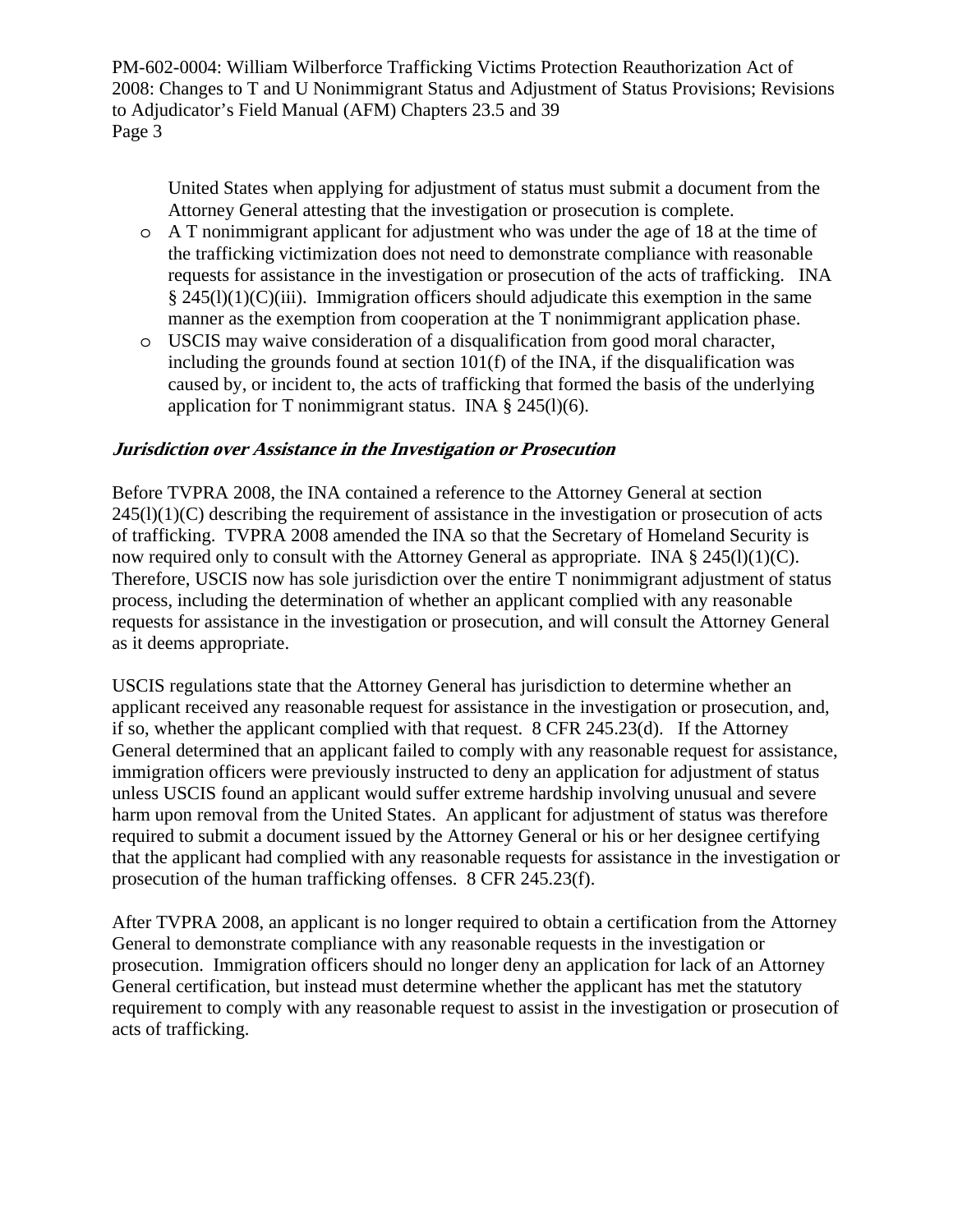United States when applying for adjustment of status must submit a document from the Attorney General attesting that the investigation or prosecution is complete.

- A T nonimmigrant applicant for adjustment who was under the age of 18 at the time of the trafficking victimization does not need to demonstrate compliance with reasonable requests for assistance in the investigation or prosecution of the acts of trafficking. INA § 245(l)(1)(C)(iii). Immigration officers should adjudicate this exemption in the same manner as the exemption from cooperation at the T nonimmigrant application phase.
- USCIS may waive consideration of a disqualification from good moral character, including the grounds found at section 101(f) of the INA, if the disqualification was caused by, or incident to, the acts of trafficking that formed the basis of the underlying application for T nonimmigrant status. INA § 245(l)(6).

### ***Jurisdiction over Assistance in the Investigation or Prosecution***

Before TVPRA 2008, the INA contained a reference to the Attorney General at section 245(l)(1)(C) describing the requirement of assistance in the investigation or prosecution of acts of trafficking. TVPRA 2008 amended the INA so that the Secretary of Homeland Security is now required only to consult with the Attorney General as appropriate. INA § 245(l)(1)(C). Therefore, USCIS now has sole jurisdiction over the entire T nonimmigrant adjustment of status process, including the determination of whether an applicant complied with any reasonable requests for assistance in the investigation or prosecution, and will consult the Attorney General as it deems appropriate.

USCIS regulations state that the Attorney General has jurisdiction to determine whether an applicant received any reasonable request for assistance in the investigation or prosecution, and, if so, whether the applicant complied with that request. 8 CFR 245.23(d). If the Attorney General determined that an applicant failed to comply with any reasonable request for assistance, immigration officers were previously instructed to deny an application for adjustment of status unless USCIS found an applicant would suffer extreme hardship involving unusual and severe harm upon removal from the United States. An applicant for adjustment of status was therefore required to submit a document issued by the Attorney General or his or her designee certifying that the applicant had complied with any reasonable requests for assistance in the investigation or prosecution of the human trafficking offenses. 8 CFR 245.23(f).

After TVPRA 2008, an applicant is no longer required to obtain a certification from the Attorney General to demonstrate compliance with any reasonable requests in the investigation or prosecution. Immigration officers should no longer deny an application for lack of an Attorney General certification, but instead must determine whether the applicant has met the statutory requirement to comply with any reasonable request to assist in the investigation or prosecution of acts of trafficking.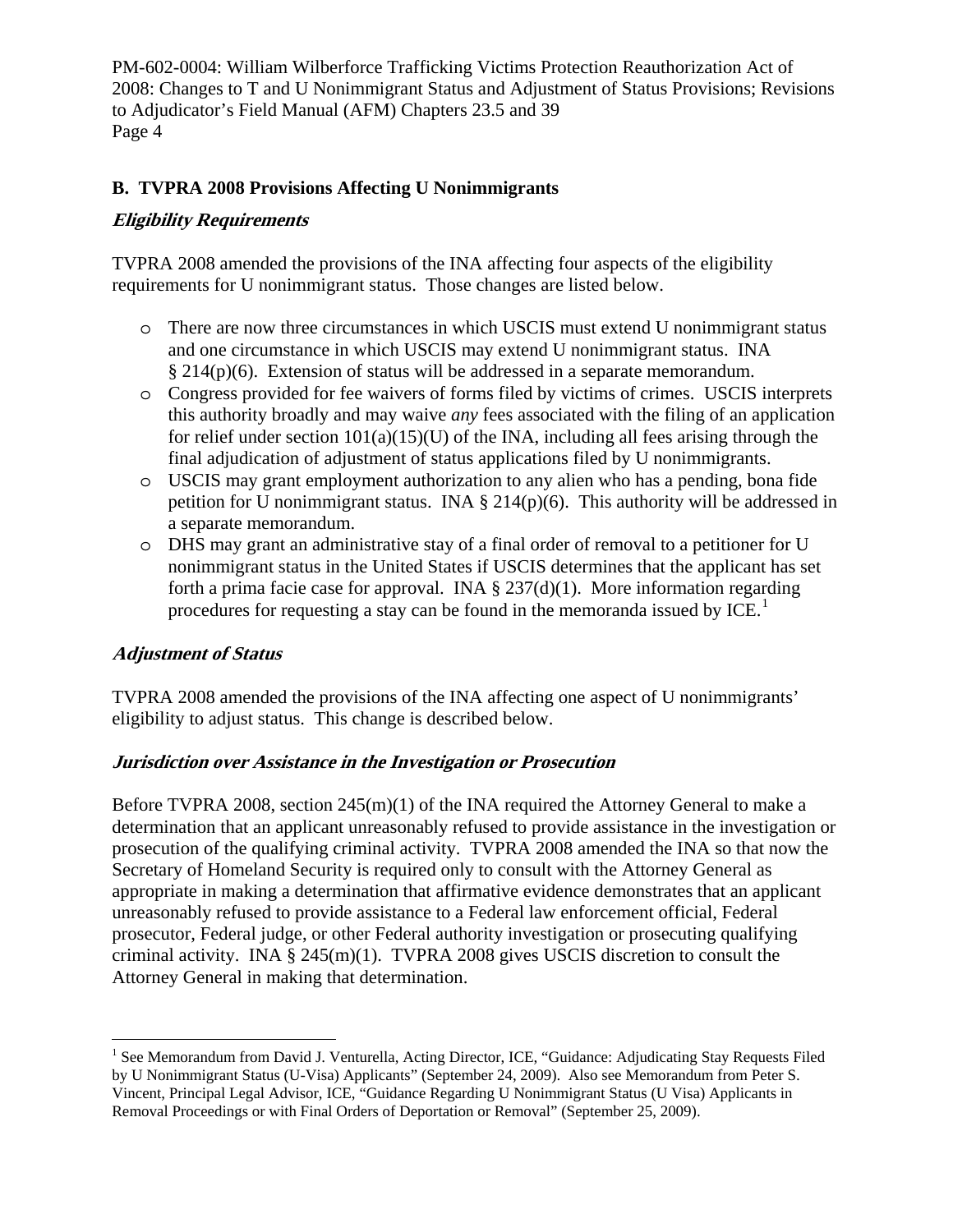## B. TVPRA 2008 Provisions Affecting U Nonimmigrants

### *Eligibility Requirements*

TVPRA 2008 amended the provisions of the INA affecting four aspects of the eligibility requirements for U nonimmigrant status. Those changes are listed below.

- There are now three circumstances in which USCIS must extend U nonimmigrant status and one circumstance in which USCIS may extend U nonimmigrant status. INA § 214(p)(6). Extension of status will be addressed in a separate memorandum.
- Congress provided for fee waivers of forms filed by victims of crimes. USCIS interprets this authority broadly and may waive *any* fees associated with the filing of an application for relief under section 101(a)(15)(U) of the INA, including all fees arising through the final adjudication of adjustment of status applications filed by U nonimmigrants.
- USCIS may grant employment authorization to any alien who has a pending, bona fide petition for U nonimmigrant status. INA § 214(p)(6). This authority will be addressed in a separate memorandum.
- DHS may grant an administrative stay of a final order of removal to a petitioner for U nonimmigrant status in the United States if USCIS determines that the applicant has set forth a prima facie case for approval. INA § 237(d)(1). More information regarding procedures for requesting a stay can be found in the memoranda issued by ICE.[1]

### *Adjustment of Status*

TVPRA 2008 amended the provisions of the INA affecting one aspect of U nonimmigrants' eligibility to adjust status. This change is described below.

### *Jurisdiction over Assistance in the Investigation or Prosecution*

Before TVPRA 2008, section 245(m)(1) of the INA required the Attorney General to make a determination that an applicant unreasonably refused to provide assistance in the investigation or prosecution of the qualifying criminal activity. TVPRA 2008 amended the INA so that now the Secretary of Homeland Security is required only to consult with the Attorney General as appropriate in making a determination that affirmative evidence demonstrates that an applicant unreasonably refused to provide assistance to a Federal law enforcement official, Federal prosecutor, Federal judge, or other Federal authority investigation or prosecuting qualifying criminal activity. INA § 245(m)(1). TVPRA 2008 gives USCIS discretion to consult the Attorney General in making that determination.

---

[1] See Memorandum from David J. Venturella, Acting Director, ICE, "Guidance: Adjudicating Stay Requests Filed by U Nonimmigrant Status (U-Visa) Applicants" (September 24, 2009). Also see Memorandum from Peter S. Vincent, Principal Legal Advisor, ICE, "Guidance Regarding U Nonimmigrant Status (U Visa) Applicants in Removal Proceedings or with Final Orders of Deportation or Removal" (September 25, 2009).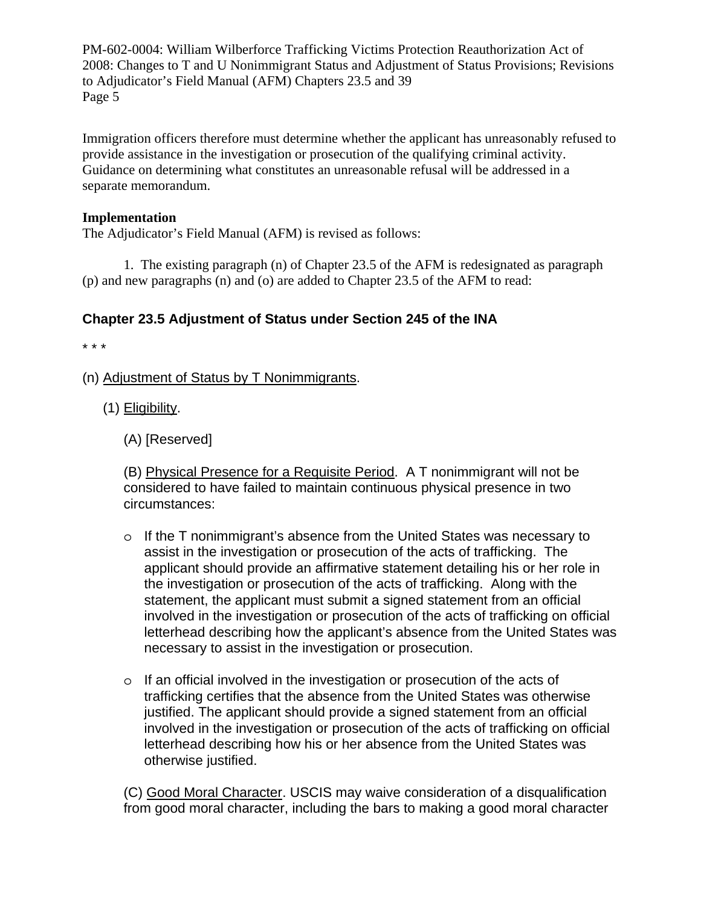Immigration officers therefore must determine whether the applicant has unreasonably refused to provide assistance in the investigation or prosecution of the qualifying criminal activity. Guidance on determining what constitutes an unreasonable refusal will be addressed in a separate memorandum.

**Implementation**

The Adjudicator's Field Manual (AFM) is revised as follows:

1. The existing paragraph (n) of Chapter 23.5 of the AFM is redesignated as paragraph (p) and new paragraphs (n) and (o) are added to Chapter 23.5 of the AFM to read:

### Chapter 23.5 Adjustment of Status under Section 245 of the INA

* * *

(n) Adjustment of Status by T Nonimmigrants.

(1) Eligibility.

(A) [Reserved]

(B) Physical Presence for a Requisite Period. A T nonimmigrant will not be considered to have failed to maintain continuous physical presence in two circumstances:

- If the T nonimmigrant's absence from the United States was necessary to assist in the investigation or prosecution of the acts of trafficking. The applicant should provide an affirmative statement detailing his or her role in the investigation or prosecution of the acts of trafficking. Along with the statement, the applicant must submit a signed statement from an official involved in the investigation or prosecution of the acts of trafficking on official letterhead describing how the applicant's absence from the United States was necessary to assist in the investigation or prosecution.

- If an official involved in the investigation or prosecution of the acts of trafficking certifies that the absence from the United States was otherwise justified. The applicant should provide a signed statement from an official involved in the investigation or prosecution of the acts of trafficking on official letterhead describing how his or her absence from the United States was otherwise justified.

(C) Good Moral Character. USCIS may waive consideration of a disqualification from good moral character, including the bars to making a good moral character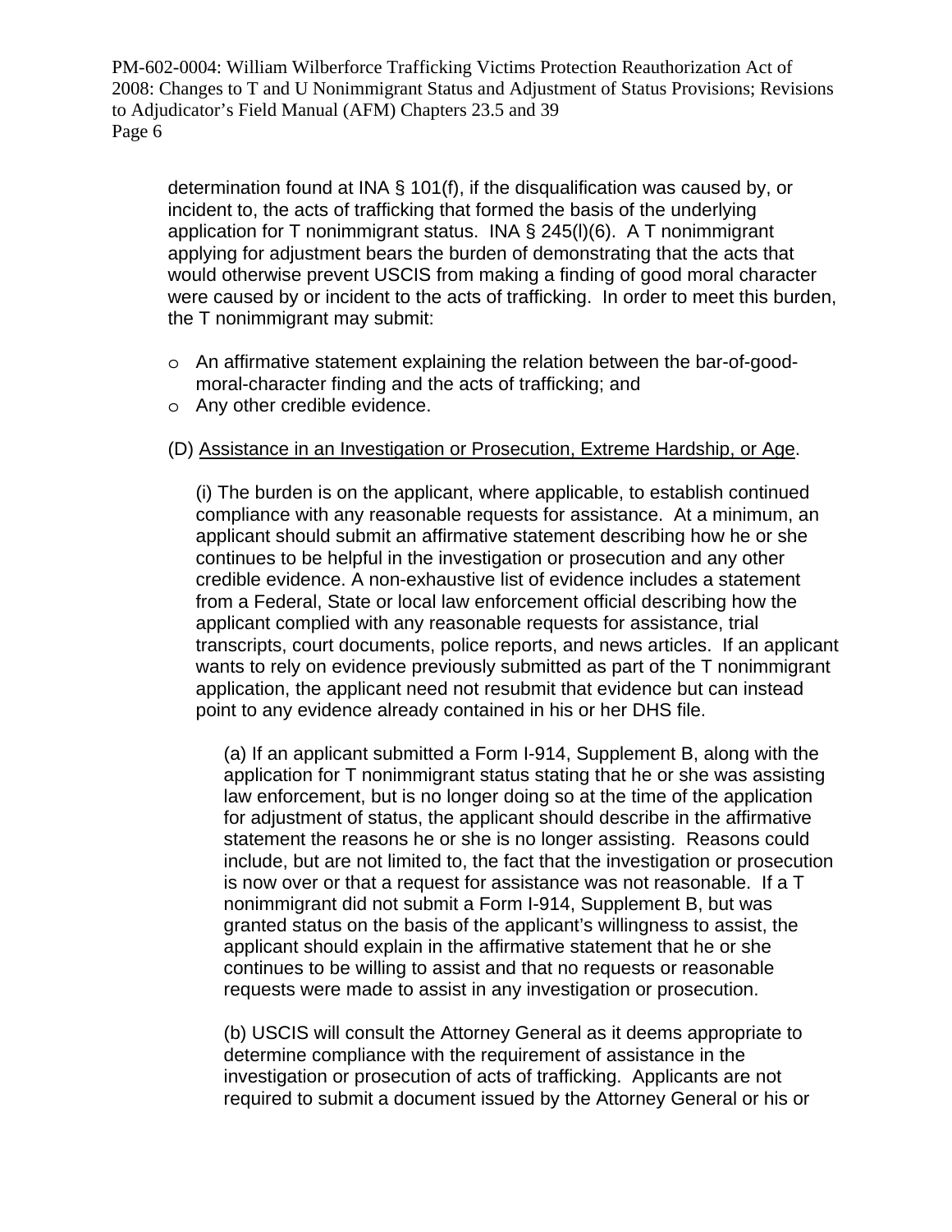determination found at INA § 101(f), if the disqualification was caused by, or incident to, the acts of trafficking that formed the basis of the underlying application for T nonimmigrant status. INA § 245(l)(6). A T nonimmigrant applying for adjustment bears the burden of demonstrating that the acts that would otherwise prevent USCIS from making a finding of good moral character were caused by or incident to the acts of trafficking. In order to meet this burden, the T nonimmigrant may submit:

- An affirmative statement explaining the relation between the bar-of-good-moral-character finding and the acts of trafficking; and
- Any other credible evidence.

(D) Assistance in an Investigation or Prosecution, Extreme Hardship, or Age.

(i) The burden is on the applicant, where applicable, to establish continued compliance with any reasonable requests for assistance. At a minimum, an applicant should submit an affirmative statement describing how he or she continues to be helpful in the investigation or prosecution and any other credible evidence. A non-exhaustive list of evidence includes a statement from a Federal, State or local law enforcement official describing how the applicant complied with any reasonable requests for assistance, trial transcripts, court documents, police reports, and news articles. If an applicant wants to rely on evidence previously submitted as part of the T nonimmigrant application, the applicant need not resubmit that evidence but can instead point to any evidence already contained in his or her DHS file.

(a) If an applicant submitted a Form I-914, Supplement B, along with the application for T nonimmigrant status stating that he or she was assisting law enforcement, but is no longer doing so at the time of the application for adjustment of status, the applicant should describe in the affirmative statement the reasons he or she is no longer assisting. Reasons could include, but are not limited to, the fact that the investigation or prosecution is now over or that a request for assistance was not reasonable. If a T nonimmigrant did not submit a Form I-914, Supplement B, but was granted status on the basis of the applicant's willingness to assist, the applicant should explain in the affirmative statement that he or she continues to be willing to assist and that no requests or reasonable requests were made to assist in any investigation or prosecution.

(b) USCIS will consult the Attorney General as it deems appropriate to determine compliance with the requirement of assistance in the investigation or prosecution of acts of trafficking. Applicants are not required to submit a document issued by the Attorney General or his or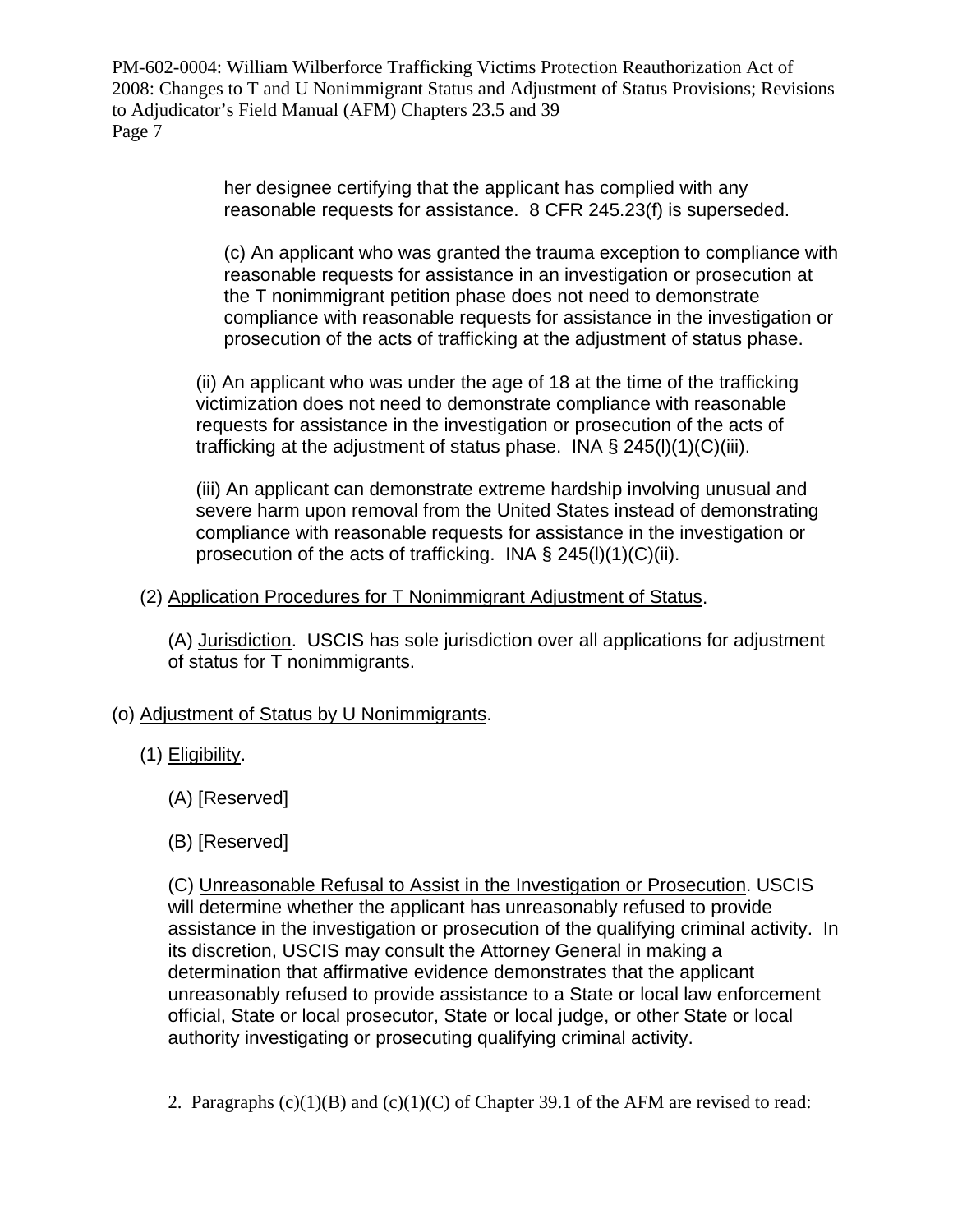her designee certifying that the applicant has complied with any reasonable requests for assistance. 8 CFR 245.23(f) is superseded.

(c) An applicant who was granted the trauma exception to compliance with reasonable requests for assistance in an investigation or prosecution at the T nonimmigrant petition phase does not need to demonstrate compliance with reasonable requests for assistance in the investigation or prosecution of the acts of trafficking at the adjustment of status phase.

(ii) An applicant who was under the age of 18 at the time of the trafficking victimization does not need to demonstrate compliance with reasonable requests for assistance in the investigation or prosecution of the acts of trafficking at the adjustment of status phase. INA § 245(l)(1)(C)(iii).

(iii) An applicant can demonstrate extreme hardship involving unusual and severe harm upon removal from the United States instead of demonstrating compliance with reasonable requests for assistance in the investigation or prosecution of the acts of trafficking. INA § 245(l)(1)(C)(ii).

(2) Application Procedures for T Nonimmigrant Adjustment of Status.

(A) Jurisdiction. USCIS has sole jurisdiction over all applications for adjustment of status for T nonimmigrants.

(o) Adjustment of Status by U Nonimmigrants.

(1) Eligibility.

(A) [Reserved]

(B) [Reserved]

(C) Unreasonable Refusal to Assist in the Investigation or Prosecution. USCIS will determine whether the applicant has unreasonably refused to provide assistance in the investigation or prosecution of the qualifying criminal activity. In its discretion, USCIS may consult the Attorney General in making a determination that affirmative evidence demonstrates that the applicant unreasonably refused to provide assistance to a State or local law enforcement official, State or local prosecutor, State or local judge, or other State or local authority investigating or prosecuting qualifying criminal activity.

2. Paragraphs (c)(1)(B) and (c)(1)(C) of Chapter 39.1 of the AFM are revised to read: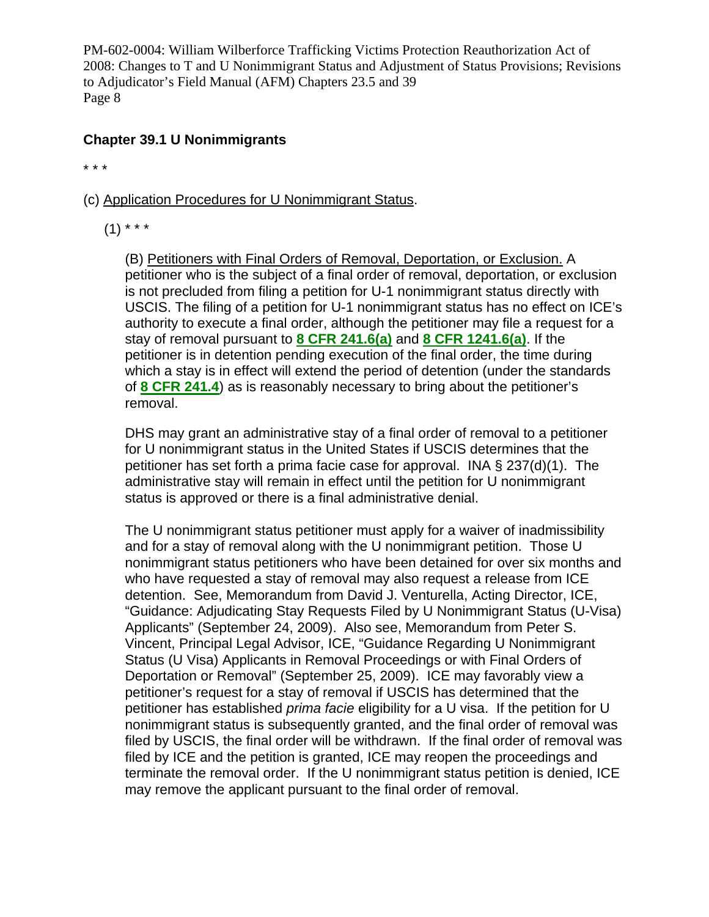## Chapter 39.1 U Nonimmigrants

* * *

(c) Application Procedures for U Nonimmigrant Status.

(1) * * *

(B) Petitioners with Final Orders of Removal, Deportation, or Exclusion. A petitioner who is the subject of a final order of removal, deportation, or exclusion is not precluded from filing a petition for U-1 nonimmigrant status directly with USCIS. The filing of a petition for U-1 nonimmigrant status has no effect on ICE's authority to execute a final order, although the petitioner may file a request for a stay of removal pursuant to **8 CFR 241.6(a)** and **8 CFR 1241.6(a)**. If the petitioner is in detention pending execution of the final order, the time during which a stay is in effect will extend the period of detention (under the standards of **8 CFR 241.4**) as is reasonably necessary to bring about the petitioner's removal.

DHS may grant an administrative stay of a final order of removal to a petitioner for U nonimmigrant status in the United States if USCIS determines that the petitioner has set forth a prima facie case for approval. INA § 237(d)(1). The administrative stay will remain in effect until the petition for U nonimmigrant status is approved or there is a final administrative denial.

The U nonimmigrant status petitioner must apply for a waiver of inadmissibility and for a stay of removal along with the U nonimmigrant petition. Those U nonimmigrant status petitioners who have been detained for over six months and who have requested a stay of removal may also request a release from ICE detention. See, Memorandum from David J. Venturella, Acting Director, ICE, "Guidance: Adjudicating Stay Requests Filed by U Nonimmigrant Status (U-Visa) Applicants" (September 24, 2009). Also see, Memorandum from Peter S. Vincent, Principal Legal Advisor, ICE, "Guidance Regarding U Nonimmigrant Status (U Visa) Applicants in Removal Proceedings or with Final Orders of Deportation or Removal" (September 25, 2009). ICE may favorably view a petitioner's request for a stay of removal if USCIS has determined that the petitioner has established *prima facie* eligibility for a U visa. If the petition for U nonimmigrant status is subsequently granted, and the final order of removal was filed by USCIS, the final order will be withdrawn. If the final order of removal was filed by ICE and the petition is granted, ICE may reopen the proceedings and terminate the removal order. If the U nonimmigrant status petition is denied, ICE may remove the applicant pursuant to the final order of removal.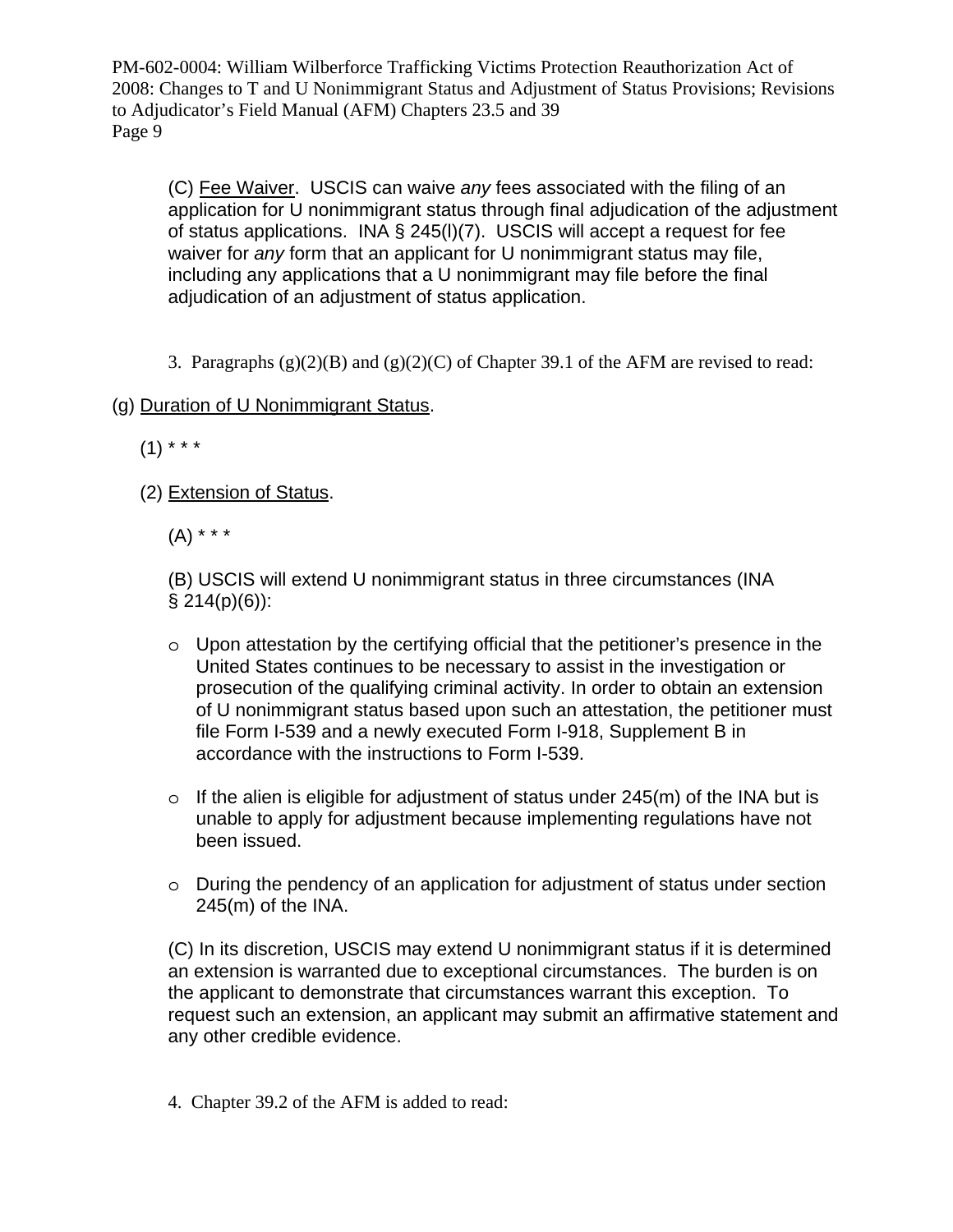(C) Fee Waiver. USCIS can waive *any* fees associated with the filing of an application for U nonimmigrant status through final adjudication of the adjustment of status applications. INA § 245(l)(7). USCIS will accept a request for fee waiver for *any* form that an applicant for U nonimmigrant status may file, including any applications that a U nonimmigrant may file before the final adjudication of an adjustment of status application.

3. Paragraphs (g)(2)(B) and (g)(2)(C) of Chapter 39.1 of the AFM are revised to read:

(g) Duration of U Nonimmigrant Status.

(1) * * *

(2) Extension of Status.

(A) * * *

(B) USCIS will extend U nonimmigrant status in three circumstances (INA § 214(p)(6)):

- Upon attestation by the certifying official that the petitioner's presence in the United States continues to be necessary to assist in the investigation or prosecution of the qualifying criminal activity. In order to obtain an extension of U nonimmigrant status based upon such an attestation, the petitioner must file Form I-539 and a newly executed Form I-918, Supplement B in accordance with the instructions to Form I-539.
- If the alien is eligible for adjustment of status under 245(m) of the INA but is unable to apply for adjustment because implementing regulations have not been issued.
- During the pendency of an application for adjustment of status under section 245(m) of the INA.

(C) In its discretion, USCIS may extend U nonimmigrant status if it is determined an extension is warranted due to exceptional circumstances. The burden is on the applicant to demonstrate that circumstances warrant this exception. To request such an extension, an applicant may submit an affirmative statement and any other credible evidence.

4. Chapter 39.2 of the AFM is added to read: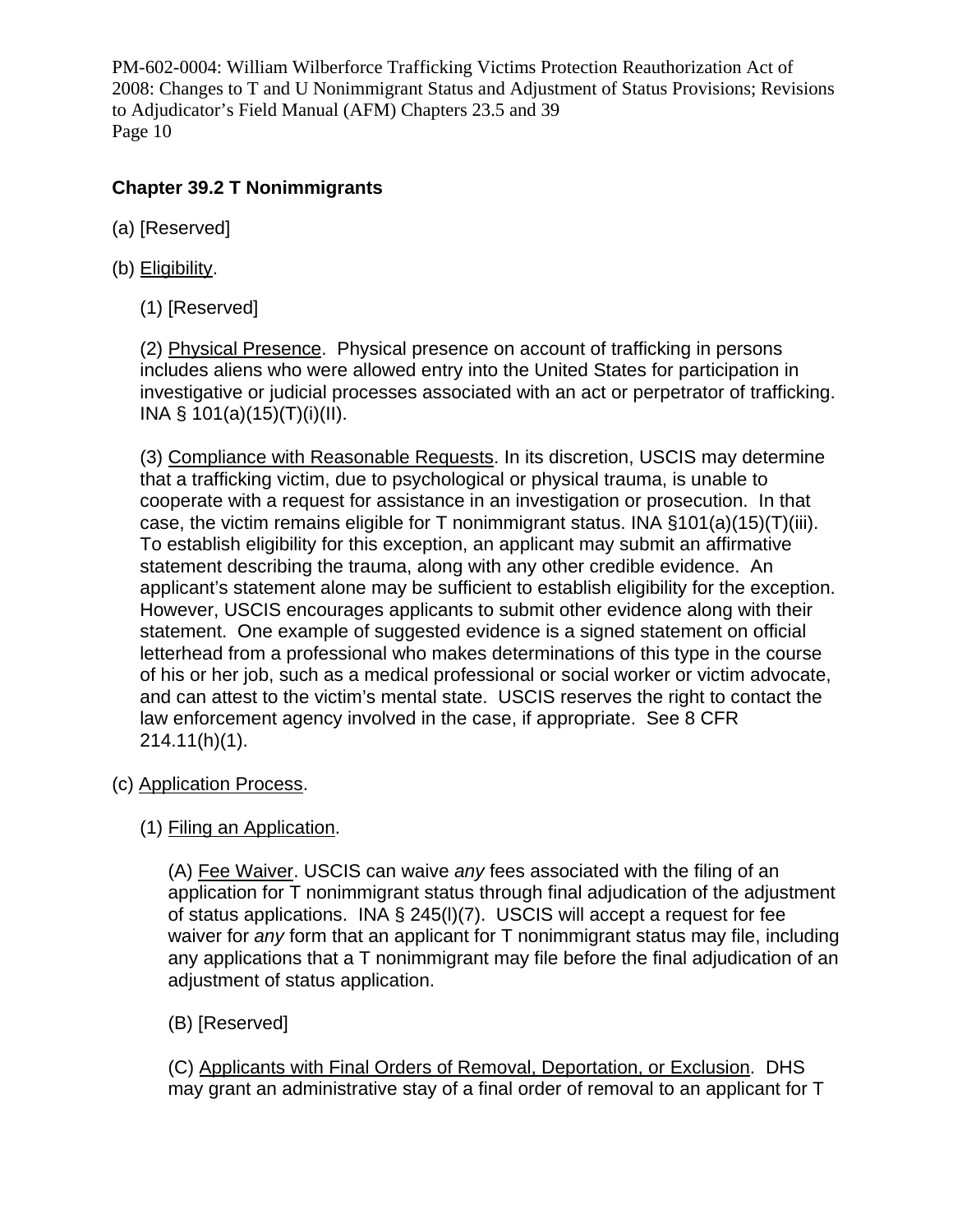**Chapter 39.2 T Nonimmigrants**

(a) [Reserved]

(b) Eligibility.

(1) [Reserved]

(2) Physical Presence. Physical presence on account of trafficking in persons includes aliens who were allowed entry into the United States for participation in investigative or judicial processes associated with an act or perpetrator of trafficking. INA § 101(a)(15)(T)(i)(II).

(3) Compliance with Reasonable Requests. In its discretion, USCIS may determine that a trafficking victim, due to psychological or physical trauma, is unable to cooperate with a request for assistance in an investigation or prosecution. In that case, the victim remains eligible for T nonimmigrant status. INA §101(a)(15)(T)(iii). To establish eligibility for this exception, an applicant may submit an affirmative statement describing the trauma, along with any other credible evidence. An applicant's statement alone may be sufficient to establish eligibility for the exception. However, USCIS encourages applicants to submit other evidence along with their statement. One example of suggested evidence is a signed statement on official letterhead from a professional who makes determinations of this type in the course of his or her job, such as a medical professional or social worker or victim advocate, and can attest to the victim's mental state. USCIS reserves the right to contact the law enforcement agency involved in the case, if appropriate. See 8 CFR 214.11(h)(1).

(c) Application Process.

(1) Filing an Application.

(A) Fee Waiver. USCIS can waive *any* fees associated with the filing of an application for T nonimmigrant status through final adjudication of the adjustment of status applications. INA § 245(l)(7). USCIS will accept a request for fee waiver for *any* form that an applicant for T nonimmigrant status may file, including any applications that a T nonimmigrant may file before the final adjudication of an adjustment of status application.

(B) [Reserved]

(C) Applicants with Final Orders of Removal, Deportation, or Exclusion. DHS may grant an administrative stay of a final order of removal to an applicant for T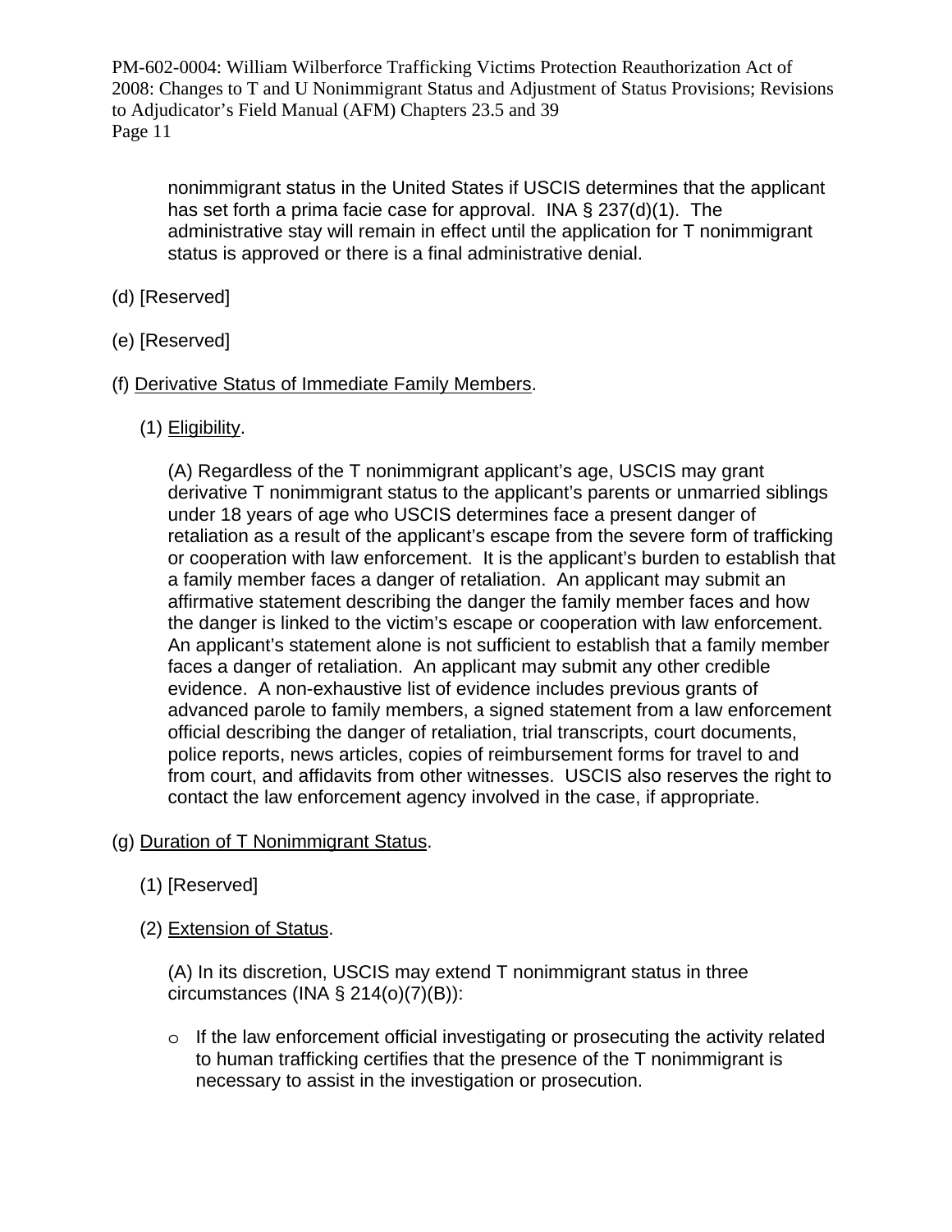nonimmigrant status in the United States if USCIS determines that the applicant has set forth a prima facie case for approval. INA § 237(d)(1). The administrative stay will remain in effect until the application for T nonimmigrant status is approved or there is a final administrative denial.

(d) [Reserved]

(e) [Reserved]

(f) <u>Derivative Status of Immediate Family Members</u>.

(1) <u>Eligibility</u>.

(A) Regardless of the T nonimmigrant applicant's age, USCIS may grant derivative T nonimmigrant status to the applicant's parents or unmarried siblings under 18 years of age who USCIS determines face a present danger of retaliation as a result of the applicant's escape from the severe form of trafficking or cooperation with law enforcement. It is the applicant's burden to establish that a family member faces a danger of retaliation. An applicant may submit an affirmative statement describing the danger the family member faces and how the danger is linked to the victim's escape or cooperation with law enforcement. An applicant's statement alone is not sufficient to establish that a family member faces a danger of retaliation. An applicant may submit any other credible evidence. A non-exhaustive list of evidence includes previous grants of advanced parole to family members, a signed statement from a law enforcement official describing the danger of retaliation, trial transcripts, court documents, police reports, news articles, copies of reimbursement forms for travel to and from court, and affidavits from other witnesses. USCIS also reserves the right to contact the law enforcement agency involved in the case, if appropriate.

(g) <u>Duration of T Nonimmigrant Status</u>.

(1) [Reserved]

(2) <u>Extension of Status</u>.

(A) In its discretion, USCIS may extend T nonimmigrant status in three circumstances (INA § 214(o)(7)(B)):

- If the law enforcement official investigating or prosecuting the activity related to human trafficking certifies that the presence of the T nonimmigrant is necessary to assist in the investigation or prosecution.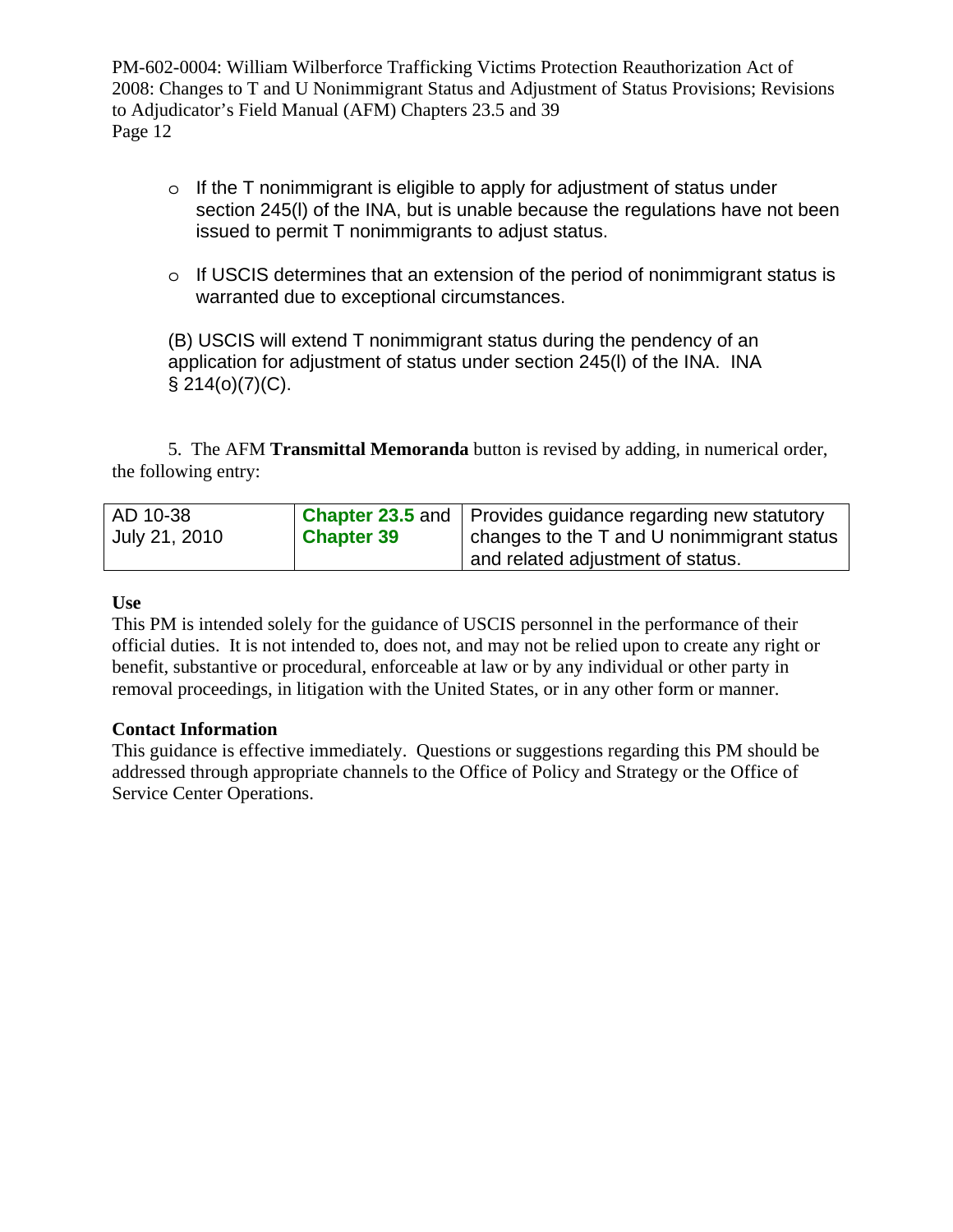- If the T nonimmigrant is eligible to apply for adjustment of status under section 245(l) of the INA, but is unable because the regulations have not been issued to permit T nonimmigrants to adjust status.

- If USCIS determines that an extension of the period of nonimmigrant status is warranted due to exceptional circumstances.

(B) USCIS will extend T nonimmigrant status during the pendency of an application for adjustment of status under section 245(l) of the INA. INA § 214(o)(7)(C).

5. The AFM **Transmittal Memoranda** button is revised by adding, in numerical order, the following entry:

| | | |
|---|---|---|
| AD 10-38<br>July 21, 2010 | **Chapter 23.5** and **Chapter 39** | Provides guidance regarding new statutory changes to the T and U nonimmigrant status and related adjustment of status. |

**Use**

This PM is intended solely for the guidance of USCIS personnel in the performance of their official duties. It is not intended to, does not, and may not be relied upon to create any right or benefit, substantive or procedural, enforceable at law or by any individual or other party in removal proceedings, in litigation with the United States, or in any other form or manner.

**Contact Information**

This guidance is effective immediately. Questions or suggestions regarding this PM should be addressed through appropriate channels to the Office of Policy and Strategy or the Office of Service Center Operations.